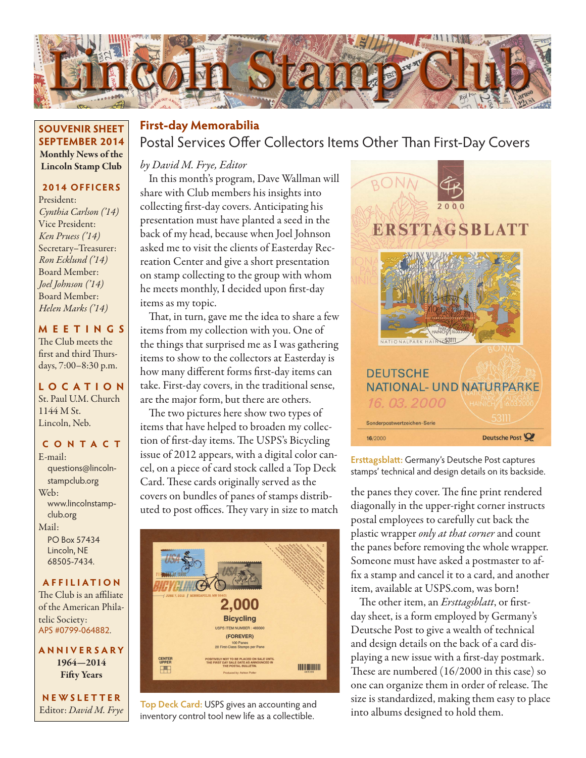# Lincoln Stamp Club

**SOUVENIR SHEET SEPTEMBER 2014**
**Monthly News of the Lincoln Stamp Club**

**2014 OFFICERS**
President:
*Cynthia Carlson ('14)*
Vice President:
*Ken Pruess ('14)*
Secretary–Treasurer:
*Ron Ecklund ('14)*
Board Member:
*Joel Johnson ('14)*
Board Member:
*Helen Marks ('14)*

**MEETINGS**
The Club meets the first and third Thursdays, 7:00–8:30 p.m.

**LOCATION**
St. Paul U.M. Church
1144 M St.
Lincoln, Neb.

**CONTACT**
E-mail:
questions@lincolnstampclub.org
Web:
www.lincolnstampclub.org
Mail:
PO Box 57434
Lincoln, NE
68505-7434.

**AFFILIATION**
The Club is an affiliate of the American Philatelic Society: APS #0799-064882.

**ANNIVERSARY**
**1964—2014**
**Fifty Years**

**NEWSLETTER**
Editor: *David M. Frye*

## First-day Memorabilia

### Postal Services Offer Collectors Items Other Than First-Day Covers

*by David M. Frye, Editor*

In this month's program, Dave Wallman will share with Club members his insights into collecting first-day covers. Anticipating his presentation must have planted a seed in the back of my head, because when Joel Johnson asked me to visit the clients of Easterday Recreation Center and give a short presentation on stamp collecting to the group with whom he meets monthly, I decided upon first-day items as my topic.

That, in turn, gave me the idea to share a few items from my collection with you. One of the things that surprised me as I was gathering items to show to the collectors at Easterday is how many different forms first-day items can take. First-day covers, in the traditional sense, are the major form, but there are others.

The two pictures here show two types of items that have helped to broaden my collection of first-day items. The USPS's Bicycling issue of 2012 appears, with a digital color cancel, on a piece of card stock called a Top Deck Card. These cards originally served as the covers on bundles of panes of stamps distributed to post offices. They vary in size to match the panes they cover. The fine print rendered diagonally in the upper-right corner instructs postal employees to carefully cut back the plastic wrapper *only at that corner* and count the panes before removing the whole wrapper. Someone must have asked a postmaster to affix a stamp and cancel it to a card, and another item, available at USPS.com, was born!

**Top Deck Card:** USPS gives an accounting and inventory control tool new life as a collectible.

The other item, an *Ersttagsblatt*, or first-day sheet, is a form employed by Germany's Deutsche Post to give a wealth of technical and design details on the back of a card displaying a new issue with a first-day postmark. These are numbered (16/2000 in this case) so one can organize them in order of release. The size is standardized, making them easy to place into albums designed to hold them.

**Ersttagsblatt:** Germany's Deutsche Post captures stamps' technical and design details on its backside.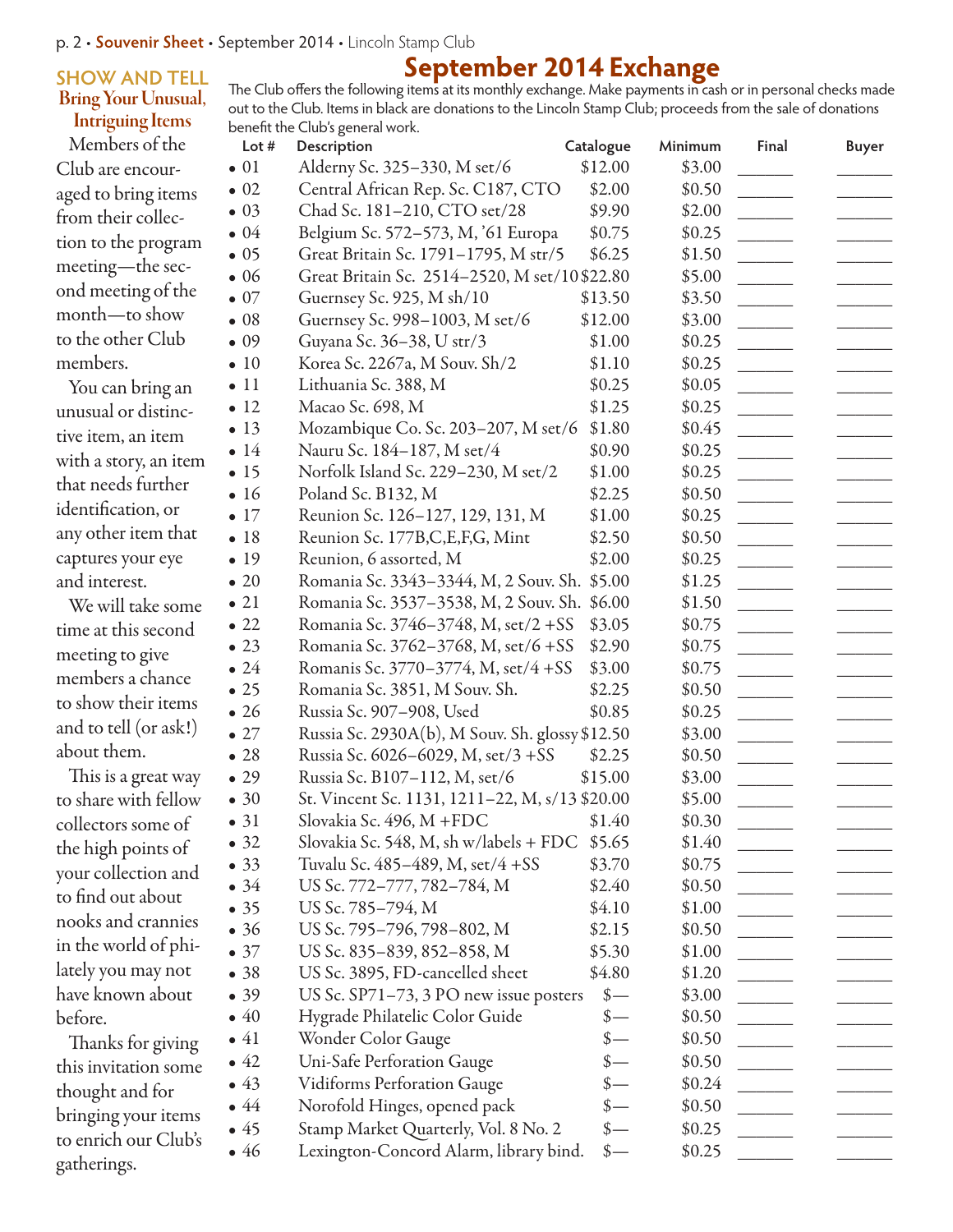## SHOW AND TELL

### Bring Your Unusual, Intriguing Items

Members of the Club are encouraged to bring items from their collection to the program meeting—the second meeting of the month—to show to the other Club members.

You can bring an unusual or distinctive item, an item with a story, an item that needs further identification, or any other item that captures your eye and interest.

We will take some time at this second meeting to give members a chance to show their items and to tell (or ask!) about them.

This is a great way to share with fellow collectors some of the high points of your collection and to find out about nooks and crannies in the world of philately you may not have known about before.

Thanks for giving this invitation some thought and for bringing your items to enrich our Club's gatherings.

# September 2014 Exchange

The Club offers the following items at its monthly exchange. Make payments in cash or in personal checks made out to the Club. Items in black are donations to the Lincoln Stamp Club; proceeds from the sale of donations benefit the Club's general work.

| Lot # | Description | Catalogue | Minimum | Final | Buyer |
|---|---|---|---|---|---|
| • 01 | Alderny Sc. 325–330, M set/6 | $12.00 | $3.00 | ______ | ______ |
| • 02 | Central African Rep. Sc. C187, CTO | $2.00 | $0.50 | ______ | ______ |
| • 03 | Chad Sc. 181–210, CTO set/28 | $9.90 | $2.00 | ______ | ______ |
| • 04 | Belgium Sc. 572–573, M, '61 Europa | $0.75 | $0.25 | ______ | ______ |
| • 05 | Great Britain Sc. 1791–1795, M str/5 | $6.25 | $1.50 | ______ | ______ |
| • 06 | Great Britain Sc. 2514–2520, M set/10 | $22.80 | $5.00 | ______ | ______ |
| • 07 | Guernsey Sc. 925, M sh/10 | $13.50 | $3.50 | ______ | ______ |
| • 08 | Guernsey Sc. 998–1003, M set/6 | $12.00 | $3.00 | ______ | ______ |
| • 09 | Guyana Sc. 36–38, U str/3 | $1.00 | $0.25 | ______ | ______ |
| • 10 | Korea Sc. 2267a, M Souv. Sh/2 | $1.10 | $0.25 | ______ | ______ |
| • 11 | Lithuania Sc. 388, M | $0.25 | $0.05 | ______ | ______ |
| • 12 | Macao Sc. 698, M | $1.25 | $0.25 | ______ | ______ |
| • 13 | Mozambique Co. Sc. 203–207, M set/6 | $1.80 | $0.45 | ______ | ______ |
| • 14 | Nauru Sc. 184–187, M set/4 | $0.90 | $0.25 | ______ | ______ |
| • 15 | Norfolk Island Sc. 229–230, M set/2 | $1.00 | $0.25 | ______ | ______ |
| • 16 | Poland Sc. B132, M | $2.25 | $0.50 | ______ | ______ |
| • 17 | Reunion Sc. 126–127, 129, 131, M | $1.00 | $0.25 | ______ | ______ |
| • 18 | Reunion Sc. 177B,C,E,F,G, Mint | $2.50 | $0.50 | ______ | ______ |
| • 19 | Reunion, 6 assorted, M | $2.00 | $0.25 | ______ | ______ |
| • 20 | Romania Sc. 3343–3344, M, 2 Souv. Sh. | $5.00 | $1.25 | ______ | ______ |
| • 21 | Romania Sc. 3537–3538, M, 2 Souv. Sh. | $6.00 | $1.50 | ______ | ______ |
| • 22 | Romania Sc. 3746–3748, M, set/2 +SS | $3.05 | $0.75 | ______ | ______ |
| • 23 | Romania Sc. 3762–3768, M, set/6 +SS | $2.90 | $0.75 | ______ | ______ |
| • 24 | Romanis Sc. 3770–3774, M, set/4 +SS | $3.00 | $0.75 | ______ | ______ |
| • 25 | Romania Sc. 3851, M Souv. Sh. | $2.25 | $0.50 | ______ | ______ |
| • 26 | Russia Sc. 907–908, Used | $0.85 | $0.25 | ______ | ______ |
| • 27 | Russia Sc. 2930A(b), M Souv. Sh. glossy | $12.50 | $3.00 | ______ | ______ |
| • 28 | Russia Sc. 6026–6029, M, set/3 +SS | $2.25 | $0.50 | ______ | ______ |
| • 29 | Russia Sc. B107–112, M, set/6 | $15.00 | $3.00 | ______ | ______ |
| • 30 | St. Vincent Sc. 1131, 1211–22, M, s/13 | $20.00 | $5.00 | ______ | ______ |
| • 31 | Slovakia Sc. 496, M +FDC | $1.40 | $0.30 | ______ | ______ |
| • 32 | Slovakia Sc. 548, M, sh w/labels + FDC | $5.65 | $1.40 | ______ | ______ |
| • 33 | Tuvalu Sc. 485–489, M, set/4 +SS | $3.70 | $0.75 | ______ | ______ |
| • 34 | US Sc. 772–777, 782–784, M | $2.40 | $0.50 | ______ | ______ |
| • 35 | US Sc. 785–794, M | $4.10 | $1.00 | ______ | ______ |
| • 36 | US Sc. 795–796, 798–802, M | $2.15 | $0.50 | ______ | ______ |
| • 37 | US Sc. 835–839, 852–858, M | $5.30 | $1.00 | ______ | ______ |
| • 38 | US Sc. 3895, FD-cancelled sheet | $4.80 | $1.20 | ______ | ______ |
| • 39 | US Sc. SP71–73, 3 PO new issue posters | $— | $3.00 | ______ | ______ |
| • 40 | Hygrade Philatelic Color Guide | $— | $0.50 | ______ | ______ |
| • 41 | Wonder Color Gauge | $— | $0.50 | ______ | ______ |
| • 42 | Uni-Safe Perforation Gauge | $— | $0.50 | ______ | ______ |
| • 43 | Vidiforms Perforation Gauge | $— | $0.24 | ______ | ______ |
| • 44 | Norofold Hinges, opened pack | $— | $0.50 | ______ | ______ |
| • 45 | Stamp Market Quarterly, Vol. 8 No. 2 | $— | $0.25 | ______ | ______ |
| • 46 | Lexington-Concord Alarm, library bind. | $— | $0.25 | ______ | ______ |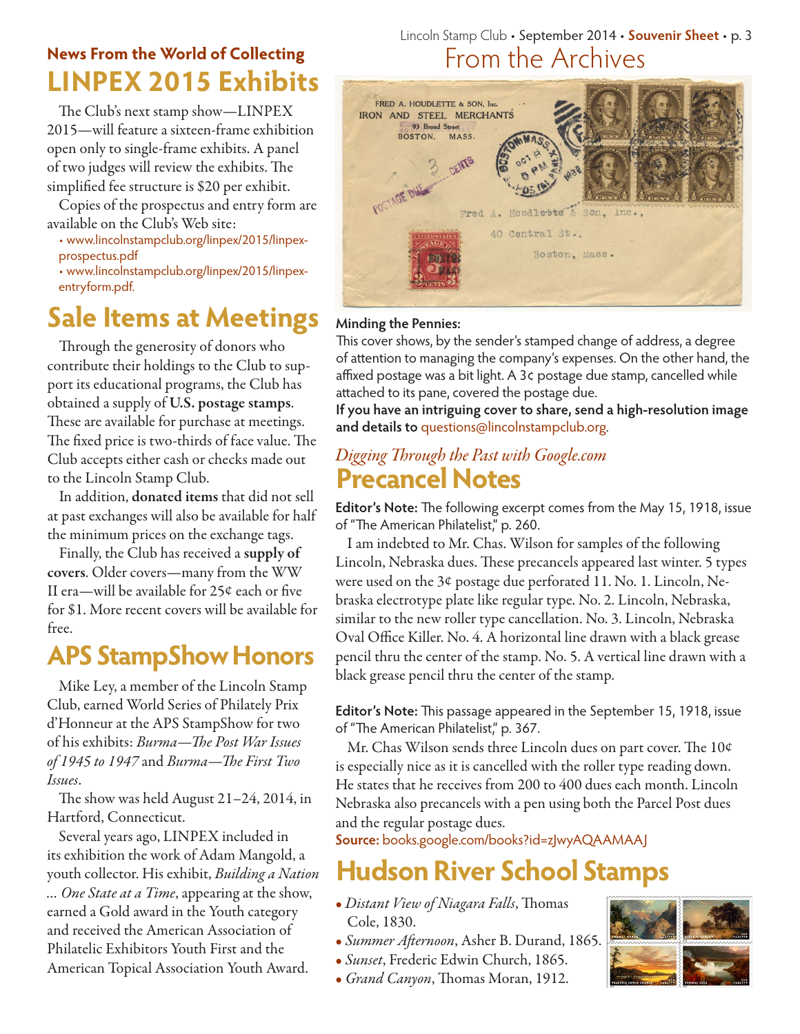## News From the World of Collecting

# LINPEX 2015 Exhibits

The Club's next stamp show—LINPEX 2015—will feature a sixteen-frame exhibition open only to single-frame exhibits. A panel of two judges will review the exhibits. The simplified fee structure is $20 per exhibit.

Copies of the prospectus and entry form are available on the Club's Web site:

- www.lincolnstampclub.org/linpex/2015/linpex-prospectus.pdf
- www.lincolnstampclub.org/linpex/2015/linpex-entryform.pdf.

# Sale Items at Meetings

Through the generosity of donors who contribute their holdings to the Club to support its educational programs, the Club has obtained a supply of **U.S. postage stamps**. These are available for purchase at meetings. The fixed price is two-thirds of face value. The Club accepts either cash or checks made out to the Lincoln Stamp Club.

In addition, **donated items** that did not sell at past exchanges will also be available for half the minimum prices on the exchange tags.

Finally, the Club has received a **supply of covers**. Older covers—many from the WW II era—will be available for 25¢ each or five for $1. More recent covers will be available for free.

# APS StampShow Honors

Mike Ley, a member of the Lincoln Stamp Club, earned World Series of Philately Prix d'Honneur at the APS StampShow for two of his exhibits: *Burma—The Post War Issues of 1945 to 1947* and *Burma—The First Two Issues*.

The show was held August 21–24, 2014, in Hartford, Connecticut.

Several years ago, LINPEX included in its exhibition the work of Adam Mangold, a youth collector. His exhibit, *Building a Nation … One State at a Time*, appearing at the show, earned a Gold award in the Youth category and received the American Association of Philatelic Exhibitors Youth First and the American Topical Association Youth Award.

# From the Archives

**Minding the Pennies:**

This cover shows, by the sender's stamped change of address, a degree of attention to managing the company's expenses. On the other hand, the affixed postage was a bit light. A 3¢ postage due stamp, cancelled while attached to its pane, covered the postage due.

**If you have an intriguing cover to share, send a high-resolution image and details to** questions@lincolnstampclub.org.

*Digging Through the Past with Google.com*

# Precancel Notes

**Editor's Note:** The following excerpt comes from the May 15, 1918, issue of "The American Philatelist," p. 260.

I am indebted to Mr. Chas. Wilson for samples of the following Lincoln, Nebraska dues. These precancels appeared last winter. 5 types were used on the 3¢ postage due perforated 11. No. 1. Lincoln, Nebraska electrotype plate like regular type. No. 2. Lincoln, Nebraska, similar to the new roller type cancellation. No. 3. Lincoln, Nebraska Oval Office Killer. No. 4. A horizontal line drawn with a black grease pencil thru the center of the stamp. No. 5. A vertical line drawn with a black grease pencil thru the center of the stamp.

**Editor's Note:** This passage appeared in the September 15, 1918, issue of "The American Philatelist," p. 367.

Mr. Chas Wilson sends three Lincoln dues on part cover. The 10¢ is especially nice as it is cancelled with the roller type reading down. He states that he receives from 200 to 400 dues each month. Lincoln Nebraska also precancels with a pen using both the Parcel Post dues and the regular postage dues.

**Source:** books.google.com/books?id=zJwyAQAAMAAJ

# Hudson River School Stamps

- *Distant View of Niagara Falls*, Thomas Cole, 1830.
- *Summer Afternoon*, Asher B. Durand, 1865.
- *Sunset*, Frederic Edwin Church, 1865.
- *Grand Canyon*, Thomas Moran, 1912.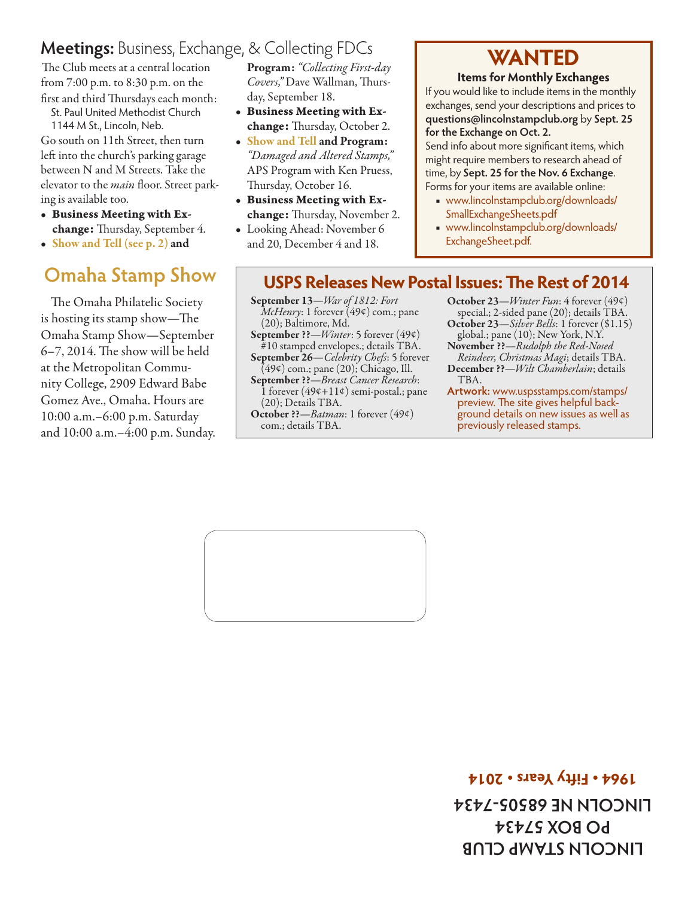## Meetings: Business, Exchange, & Collecting FDCs

The Club meets at a central location from 7:00 p.m. to 8:30 p.m. on the first and third Thursdays each month:

St. Paul United Methodist Church
1144 M St., Lincoln, Neb.

Go south on 11th Street, then turn left into the church's parking garage between N and M Streets. Take the elevator to the *main* floor. Street parking is available too.

- **Business Meeting with Exchange:** Thursday, September 4.
- **Show and Tell (see p. 2) and Program:** *"Collecting First-day Covers,"* Dave Wallman, Thursday, September 18.
- **Business Meeting with Exchange:** Thursday, October 2.
- **Show and Tell and Program:** *"Damaged and Altered Stamps,"* APS Program with Ken Pruess, Thursday, October 16.
- **Business Meeting with Exchange:** Thursday, November 2.
- Looking Ahead: November 6 and 20, December 4 and 18.

## WANTED

### Items for Monthly Exchanges

If you would like to include items in the monthly exchanges, send your descriptions and prices to **questions@lincolnstampclub.org** by **Sept. 25 for the Exchange on Oct. 2.**

Send info about more significant items, which might require members to research ahead of time, by **Sept. 25 for the Nov. 6 Exchange**. Forms for your items are available online:

- www.lincolnstampclub.org/downloads/SmallExchangeSheets.pdf
- www.lincolnstampclub.org/downloads/ExchangeSheet.pdf.

## Omaha Stamp Show

The Omaha Philatelic Society is hosting its stamp show—The Omaha Stamp Show—September 6–7, 2014. The show will be held at the Metropolitan Community College, 2909 Edward Babe Gomez Ave., Omaha. Hours are 10:00 a.m.–6:00 p.m. Saturday and 10:00 a.m.–4:00 p.m. Sunday.

## USPS Releases New Postal Issues: The Rest of 2014

**September 13**—*War of 1812: Fort McHenry*: 1 forever (49¢) com.; pane (20); Baltimore, Md.
**September ??**—*Winter*: 5 forever (49¢) #10 stamped envelopes.; details TBA.
**September 26**—*Celebrity Chefs*: 5 forever (49¢) com.; pane (20); Chicago, Ill.
**September ??**—*Breast Cancer Research*: 1 forever (49¢+11¢) semi-postal.; pane (20); Details TBA.
**October ??**—*Batman*: 1 forever (49¢) com.; details TBA.
**October 23**—*Winter Fun*: 4 forever (49¢) special.; 2-sided pane (20); details TBA.
**October 23**—*Silver Bells*: 1 forever ($1.15) global.; pane (10); New York, N.Y.
**November ??**—*Rudolph the Red-Nosed Reindeer, Christmas Magi*; details TBA.
**December ??**—*Wilt Chamberlain*; details TBA.
**Artwork:** www.uspsstamps.com/stamps/preview. The site gives helpful background details on new issues as well as previously released stamps.

**LINCOLN STAMP CLUB**
**PO BOX 57434**
**LINCOLN NE 68505-7434**
**1964 • Fifty Years • 2014**